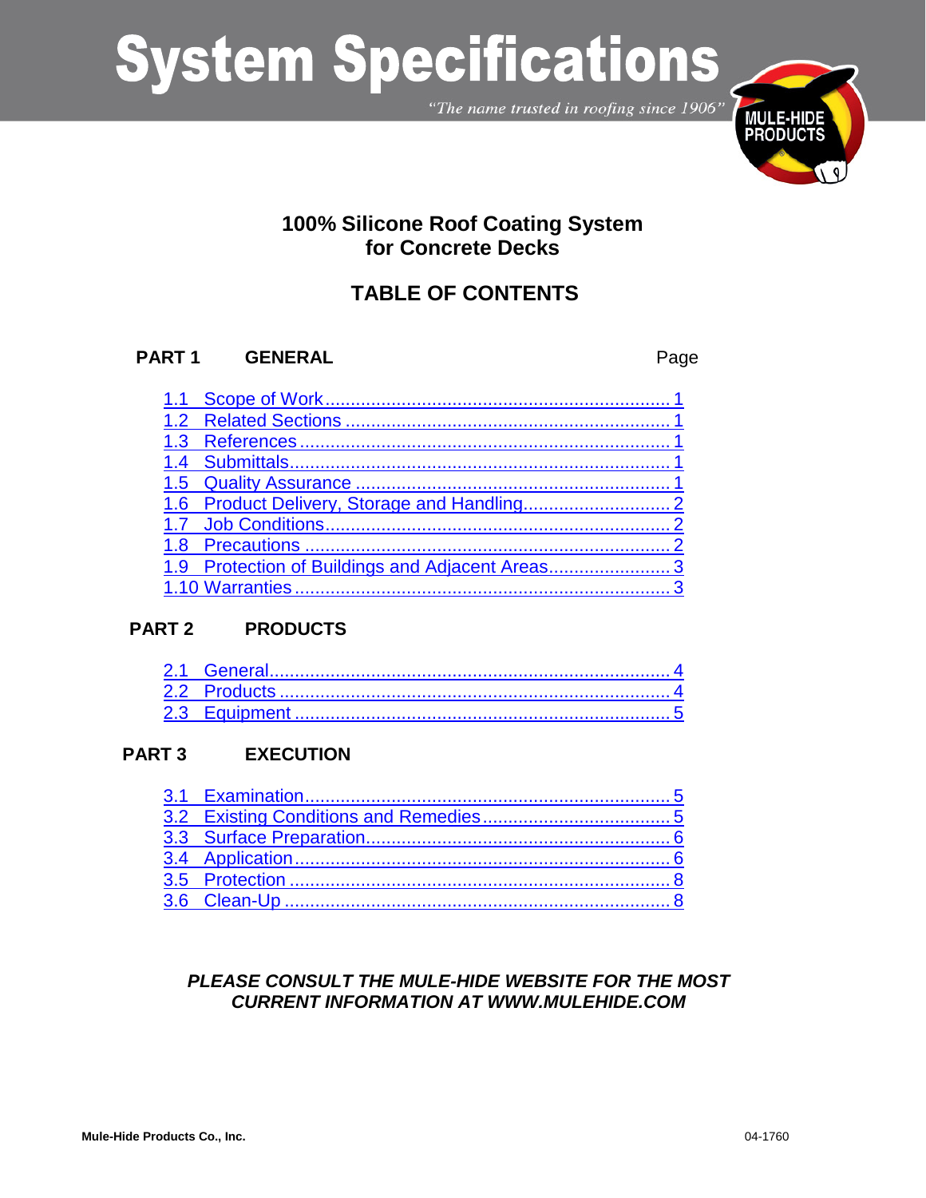# System Specifications

*"The name trusted in roofing since 1906"*

## 100% Silicone Roof Coating System for Concrete Decks

## TABLE OF CONTENTS

| PART 1 GENERAL | Page |
|---|---|
| 1.1 Scope of Work | 1 |
| 1.2 Related Sections | 1 |
| 1.3 References | 1 |
| 1.4 Submittals | 1 |
| 1.5 Quality Assurance | 1 |
| 1.6 Product Delivery, Storage and Handling | 2 |
| 1.7 Job Conditions | 2 |
| 1.8 Precautions | 2 |
| 1.9 Protection of Buildings and Adjacent Areas | 3 |
| 1.10 Warranties | 3 |
| **PART 2 PRODUCTS** | |
| 2.1 General | 4 |
| 2.2 Products | 4 |
| 2.3 Equipment | 5 |
| **PART 3 EXECUTION** | |
| 3.1 Examination | 5 |
| 3.2 Existing Conditions and Remedies | 5 |
| 3.3 Surface Preparation | 6 |
| 3.4 Application | 6 |
| 3.5 Protection | 8 |
| 3.6 Clean-Up | 8 |

***PLEASE CONSULT THE MULE-HIDE WEBSITE FOR THE MOST CURRENT INFORMATION AT WWW.MULEHIDE.COM***

**Mule-Hide Products Co., Inc.** 04-1760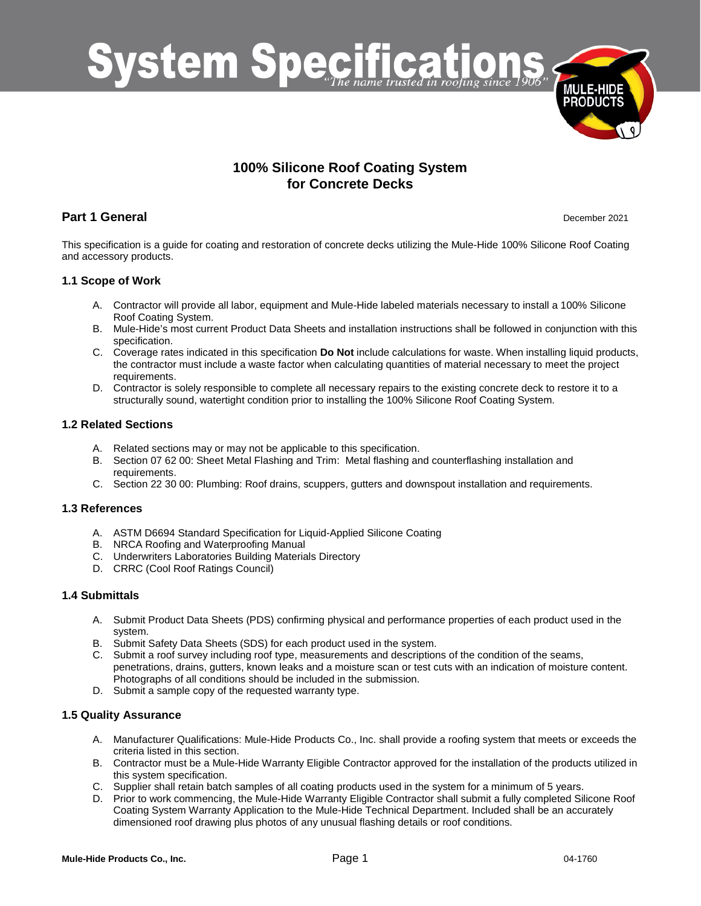# System Specifications

*"The name trusted in roofing since 1906"*

## 100% Silicone Roof Coating System for Concrete Decks

## Part 1 General

December 2021

This specification is a guide for coating and restoration of concrete decks utilizing the Mule-Hide 100% Silicone Roof Coating and accessory products.

### 1.1 Scope of Work

A. Contractor will provide all labor, equipment and Mule-Hide labeled materials necessary to install a 100% Silicone Roof Coating System.
B. Mule-Hide's most current Product Data Sheets and installation instructions shall be followed in conjunction with this specification.
C. Coverage rates indicated in this specification **Do Not** include calculations for waste. When installing liquid products, the contractor must include a waste factor when calculating quantities of material necessary to meet the project requirements.
D. Contractor is solely responsible to complete all necessary repairs to the existing concrete deck to restore it to a structurally sound, watertight condition prior to installing the 100% Silicone Roof Coating System.

### 1.2 Related Sections

A. Related sections may or may not be applicable to this specification.
B. Section 07 62 00: Sheet Metal Flashing and Trim: Metal flashing and counterflashing installation and requirements.
C. Section 22 30 00: Plumbing: Roof drains, scuppers, gutters and downspout installation and requirements.

### 1.3 References

A. ASTM D6694 Standard Specification for Liquid-Applied Silicone Coating
B. NRCA Roofing and Waterproofing Manual
C. Underwriters Laboratories Building Materials Directory
D. CRRC (Cool Roof Ratings Council)

### 1.4 Submittals

A. Submit Product Data Sheets (PDS) confirming physical and performance properties of each product used in the system.
B. Submit Safety Data Sheets (SDS) for each product used in the system.
C. Submit a roof survey including roof type, measurements and descriptions of the condition of the seams, penetrations, drains, gutters, known leaks and a moisture scan or test cuts with an indication of moisture content. Photographs of all conditions should be included in the submission.
D. Submit a sample copy of the requested warranty type.

### 1.5 Quality Assurance

A. Manufacturer Qualifications: Mule-Hide Products Co., Inc. shall provide a roofing system that meets or exceeds the criteria listed in this section.
B. Contractor must be a Mule-Hide Warranty Eligible Contractor approved for the installation of the products utilized in this system specification.
C. Supplier shall retain batch samples of all coating products used in the system for a minimum of 5 years.
D. Prior to work commencing, the Mule-Hide Warranty Eligible Contractor shall submit a fully completed Silicone Roof Coating System Warranty Application to the Mule-Hide Technical Department. Included shall be an accurately dimensioned roof drawing plus photos of any unusual flashing details or roof conditions.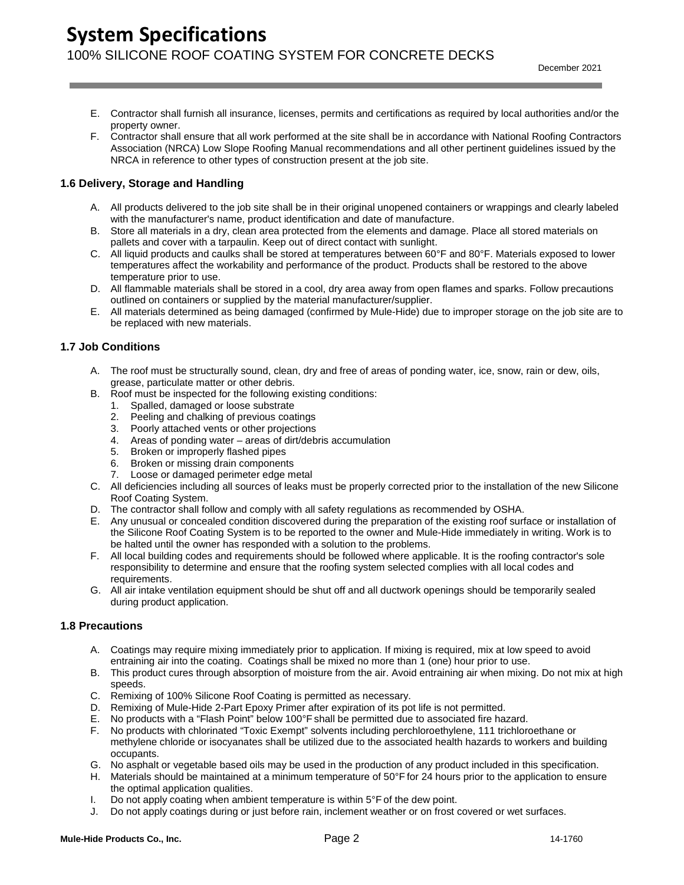E. Contractor shall furnish all insurance, licenses, permits and certifications as required by local authorities and/or the property owner.
F. Contractor shall ensure that all work performed at the site shall be in accordance with National Roofing Contractors Association (NRCA) Low Slope Roofing Manual recommendations and all other pertinent guidelines issued by the NRCA in reference to other types of construction present at the job site.

### 1.6 Delivery, Storage and Handling

A. All products delivered to the job site shall be in their original unopened containers or wrappings and clearly labeled with the manufacturer's name, product identification and date of manufacture.
B. Store all materials in a dry, clean area protected from the elements and damage. Place all stored materials on pallets and cover with a tarpaulin. Keep out of direct contact with sunlight.
C. All liquid products and caulks shall be stored at temperatures between 60°F and 80°F. Materials exposed to lower temperatures affect the workability and performance of the product. Products shall be restored to the above temperature prior to use.
D. All flammable materials shall be stored in a cool, dry area away from open flames and sparks. Follow precautions outlined on containers or supplied by the material manufacturer/supplier.
E. All materials determined as being damaged (confirmed by Mule-Hide) due to improper storage on the job site are to be replaced with new materials.

### 1.7 Job Conditions

A. The roof must be structurally sound, clean, dry and free of areas of ponding water, ice, snow, rain or dew, oils, grease, particulate matter or other debris.
B. Roof must be inspected for the following existing conditions:
   1. Spalled, damaged or loose substrate
   2. Peeling and chalking of previous coatings
   3. Poorly attached vents or other projections
   4. Areas of ponding water – areas of dirt/debris accumulation
   5. Broken or improperly flashed pipes
   6. Broken or missing drain components
   7. Loose or damaged perimeter edge metal
C. All deficiencies including all sources of leaks must be properly corrected prior to the installation of the new Silicone Roof Coating System.
D. The contractor shall follow and comply with all safety regulations as recommended by OSHA.
E. Any unusual or concealed condition discovered during the preparation of the existing roof surface or installation of the Silicone Roof Coating System is to be reported to the owner and Mule-Hide immediately in writing. Work is to be halted until the owner has responded with a solution to the problems.
F. All local building codes and requirements should be followed where applicable. It is the roofing contractor's sole responsibility to determine and ensure that the roofing system selected complies with all local codes and requirements.
G. All air intake ventilation equipment should be shut off and all ductwork openings should be temporarily sealed during product application.

### 1.8 Precautions

A. Coatings may require mixing immediately prior to application. If mixing is required, mix at low speed to avoid entraining air into the coating. Coatings shall be mixed no more than 1 (one) hour prior to use.
B. This product cures through absorption of moisture from the air. Avoid entraining air when mixing. Do not mix at high speeds.
C. Remixing of 100% Silicone Roof Coating is permitted as necessary.
D. Remixing of Mule-Hide 2-Part Epoxy Primer after expiration of its pot life is not permitted.
E. No products with a "Flash Point" below 100°F shall be permitted due to associated fire hazard.
F. No products with chlorinated "Toxic Exempt" solvents including perchloroethylene, 111 trichloroethane or methylene chloride or isocyanates shall be utilized due to the associated health hazards to workers and building occupants.
G. No asphalt or vegetable based oils may be used in the production of any product included in this specification.
H. Materials should be maintained at a minimum temperature of 50°F for 24 hours prior to the application to ensure the optimal application qualities.
I. Do not apply coating when ambient temperature is within 5°F of the dew point.
J. Do not apply coatings during or just before rain, inclement weather or on frost covered or wet surfaces.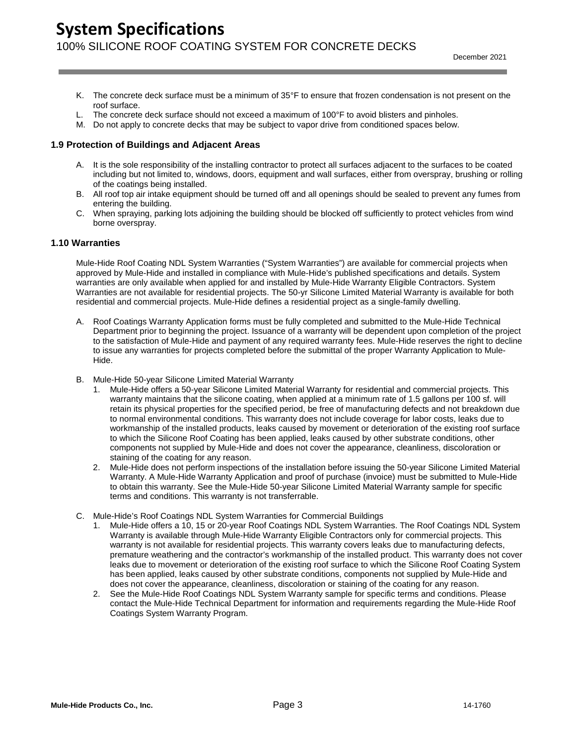K. The concrete deck surface must be a minimum of 35°F to ensure that frozen condensation is not present on the roof surface.
L. The concrete deck surface should not exceed a maximum of 100°F to avoid blisters and pinholes.
M. Do not apply to concrete decks that may be subject to vapor drive from conditioned spaces below.

### 1.9 Protection of Buildings and Adjacent Areas

A. It is the sole responsibility of the installing contractor to protect all surfaces adjacent to the surfaces to be coated including but not limited to, windows, doors, equipment and wall surfaces, either from overspray, brushing or rolling of the coatings being installed.
B. All roof top air intake equipment should be turned off and all openings should be sealed to prevent any fumes from entering the building.
C. When spraying, parking lots adjoining the building should be blocked off sufficiently to protect vehicles from wind borne overspray.

### 1.10 Warranties

Mule-Hide Roof Coating NDL System Warranties ("System Warranties") are available for commercial projects when approved by Mule-Hide and installed in compliance with Mule-Hide's published specifications and details. System warranties are only available when applied for and installed by Mule-Hide Warranty Eligible Contractors. System Warranties are not available for residential projects. The 50-yr Silicone Limited Material Warranty is available for both residential and commercial projects. Mule-Hide defines a residential project as a single-family dwelling.

A. Roof Coatings Warranty Application forms must be fully completed and submitted to the Mule-Hide Technical Department prior to beginning the project. Issuance of a warranty will be dependent upon completion of the project to the satisfaction of Mule-Hide and payment of any required warranty fees. Mule-Hide reserves the right to decline to issue any warranties for projects completed before the submittal of the proper Warranty Application to Mule-Hide.

B. Mule-Hide 50-year Silicone Limited Material Warranty
   1. Mule-Hide offers a 50-year Silicone Limited Material Warranty for residential and commercial projects. This warranty maintains that the silicone coating, when applied at a minimum rate of 1.5 gallons per 100 sf. will retain its physical properties for the specified period, be free of manufacturing defects and not breakdown due to normal environmental conditions. This warranty does not include coverage for labor costs, leaks due to workmanship of the installed products, leaks caused by movement or deterioration of the existing roof surface to which the Silicone Roof Coating has been applied, leaks caused by other substrate conditions, other components not supplied by Mule-Hide and does not cover the appearance, cleanliness, discoloration or staining of the coating for any reason.
   2. Mule-Hide does not perform inspections of the installation before issuing the 50-year Silicone Limited Material Warranty. A Mule-Hide Warranty Application and proof of purchase (invoice) must be submitted to Mule-Hide to obtain this warranty. See the Mule-Hide 50-year Silicone Limited Material Warranty sample for specific terms and conditions. This warranty is not transferrable.

C. Mule-Hide's Roof Coatings NDL System Warranties for Commercial Buildings
   1. Mule-Hide offers a 10, 15 or 20-year Roof Coatings NDL System Warranties. The Roof Coatings NDL System Warranty is available through Mule-Hide Warranty Eligible Contractors only for commercial projects. This warranty is not available for residential projects. This warranty covers leaks due to manufacturing defects, premature weathering and the contractor's workmanship of the installed product. This warranty does not cover leaks due to movement or deterioration of the existing roof surface to which the Silicone Roof Coating System has been applied, leaks caused by other substrate conditions, components not supplied by Mule-Hide and does not cover the appearance, cleanliness, discoloration or staining of the coating for any reason.
   2. See the Mule-Hide Roof Coatings NDL System Warranty sample for specific terms and conditions. Please contact the Mule-Hide Technical Department for information and requirements regarding the Mule-Hide Roof Coatings System Warranty Program.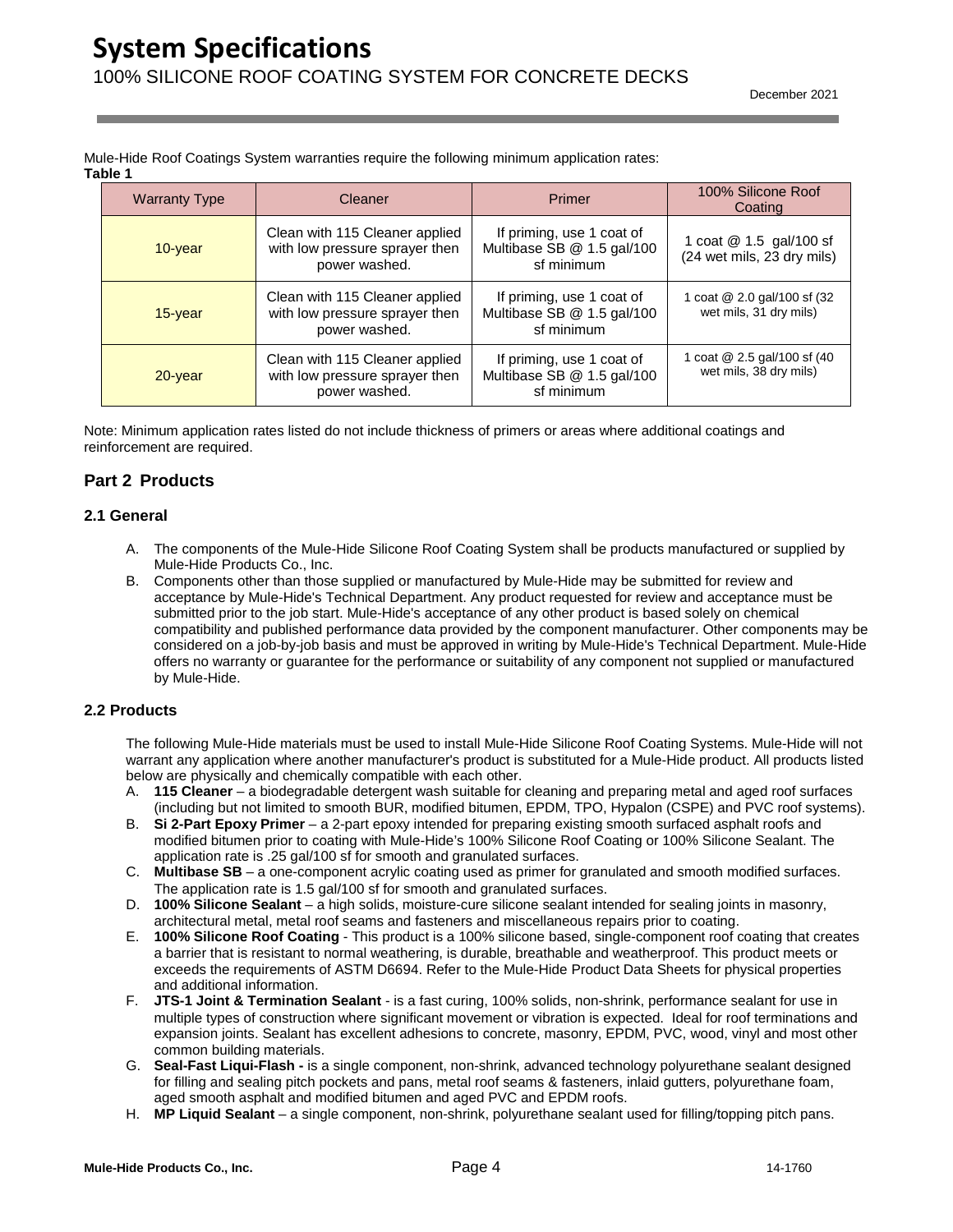Mule-Hide Roof Coatings System warranties require the following minimum application rates:

**Table 1**

| Warranty Type | Cleaner | Primer | 100% Silicone Roof Coating |
|---|---|---|---|
| 10-year | Clean with 115 Cleaner applied with low pressure sprayer then power washed. | If priming, use 1 coat of Multibase SB @ 1.5 gal/100 sf minimum | 1 coat @ 1.5 gal/100 sf (24 wet mils, 23 dry mils) |
| 15-year | Clean with 115 Cleaner applied with low pressure sprayer then power washed. | If priming, use 1 coat of Multibase SB @ 1.5 gal/100 sf minimum | 1 coat @ 2.0 gal/100 sf (32 wet mils, 31 dry mils) |
| 20-year | Clean with 115 Cleaner applied with low pressure sprayer then power washed. | If priming, use 1 coat of Multibase SB @ 1.5 gal/100 sf minimum | 1 coat @ 2.5 gal/100 sf (40 wet mils, 38 dry mils) |

Note: Minimum application rates listed do not include thickness of primers or areas where additional coatings and reinforcement are required.

## Part 2 Products

### 2.1 General

A. The components of the Mule-Hide Silicone Roof Coating System shall be products manufactured or supplied by Mule-Hide Products Co., Inc.

B. Components other than those supplied or manufactured by Mule-Hide may be submitted for review and acceptance by Mule-Hide's Technical Department. Any product requested for review and acceptance must be submitted prior to the job start. Mule-Hide's acceptance of any other product is based solely on chemical compatibility and published performance data provided by the component manufacturer. Other components may be considered on a job-by-job basis and must be approved in writing by Mule-Hide's Technical Department. Mule-Hide offers no warranty or guarantee for the performance or suitability of any component not supplied or manufactured by Mule-Hide.

### 2.2 Products

The following Mule-Hide materials must be used to install Mule-Hide Silicone Roof Coating Systems. Mule-Hide will not warrant any application where another manufacturer's product is substituted for a Mule-Hide product. All products listed below are physically and chemically compatible with each other.

A. **115 Cleaner** – a biodegradable detergent wash suitable for cleaning and preparing metal and aged roof surfaces (including but not limited to smooth BUR, modified bitumen, EPDM, TPO, Hypalon (CSPE) and PVC roof systems).

B. **Si 2-Part Epoxy Primer** – a 2-part epoxy intended for preparing existing smooth surfaced asphalt roofs and modified bitumen prior to coating with Mule-Hide's 100% Silicone Roof Coating or 100% Silicone Sealant. The application rate is .25 gal/100 sf for smooth and granulated surfaces.

C. **Multibase SB** – a one-component acrylic coating used as primer for granulated and smooth modified surfaces. The application rate is 1.5 gal/100 sf for smooth and granulated surfaces.

D. **100% Silicone Sealant** – a high solids, moisture-cure silicone sealant intended for sealing joints in masonry, architectural metal, metal roof seams and fasteners and miscellaneous repairs prior to coating.

E. **100% Silicone Roof Coating** - This product is a 100% silicone based, single-component roof coating that creates a barrier that is resistant to normal weathering, is durable, breathable and weatherproof. This product meets or exceeds the requirements of ASTM D6694. Refer to the Mule-Hide Product Data Sheets for physical properties and additional information.

F. **JTS-1 Joint & Termination Sealant** - is a fast curing, 100% solids, non-shrink, performance sealant for use in multiple types of construction where significant movement or vibration is expected. Ideal for roof terminations and expansion joints. Sealant has excellent adhesions to concrete, masonry, EPDM, PVC, wood, vinyl and most other common building materials.

G. **Seal-Fast Liqui-Flash -** is a single component, non-shrink, advanced technology polyurethane sealant designed for filling and sealing pitch pockets and pans, metal roof seams & fasteners, inlaid gutters, polyurethane foam, aged smooth asphalt and modified bitumen and aged PVC and EPDM roofs.

H. **MP Liquid Sealant** – a single component, non-shrink, polyurethane sealant used for filling/topping pitch pans.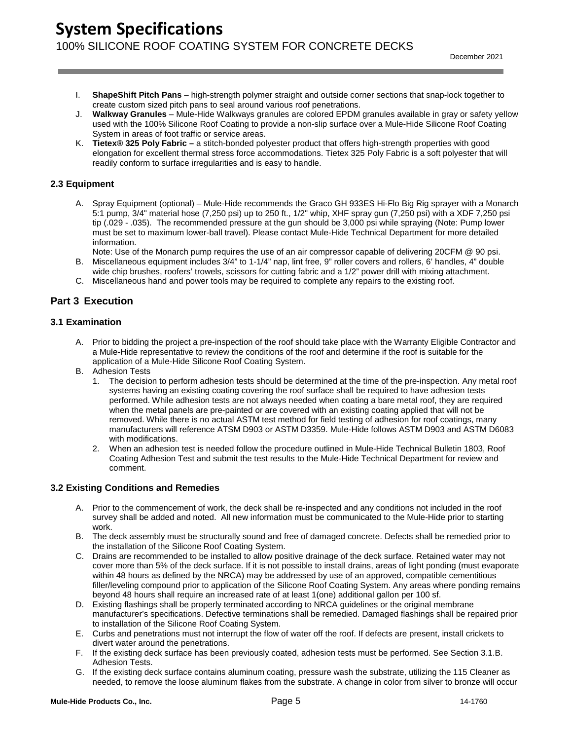I. **ShapeShift Pitch Pans** – high-strength polymer straight and outside corner sections that snap-lock together to create custom sized pitch pans to seal around various roof penetrations.

J. **Walkway Granules** – Mule-Hide Walkways granules are colored EPDM granules available in gray or safety yellow used with the 100% Silicone Roof Coating to provide a non-slip surface over a Mule-Hide Silicone Roof Coating System in areas of foot traffic or service areas.

K. **Tietex® 325 Poly Fabric –** a stitch-bonded polyester product that offers high-strength properties with good elongation for excellent thermal stress force accommodations. Tietex 325 Poly Fabric is a soft polyester that will readily conform to surface irregularities and is easy to handle.

### 2.3 Equipment

A. Spray Equipment (optional) – Mule-Hide recommends the Graco GH 933ES Hi-Flo Big Rig sprayer with a Monarch 5:1 pump, 3/4" material hose (7,250 psi) up to 250 ft., 1/2" whip, XHF spray gun (7,250 psi) with a XDF 7,250 psi tip (.029 - .035). The recommended pressure at the gun should be 3,000 psi while spraying (Note: Pump lower must be set to maximum lower-ball travel). Please contact Mule-Hide Technical Department for more detailed information.
Note: Use of the Monarch pump requires the use of an air compressor capable of delivering 20CFM @ 90 psi.

B. Miscellaneous equipment includes 3/4" to 1-1/4" nap, lint free, 9" roller covers and rollers, 6' handles, 4" double wide chip brushes, roofers' trowels, scissors for cutting fabric and a 1/2" power drill with mixing attachment.

C. Miscellaneous hand and power tools may be required to complete any repairs to the existing roof.

## Part 3 Execution

### 3.1 Examination

A. Prior to bidding the project a pre-inspection of the roof should take place with the Warranty Eligible Contractor and a Mule-Hide representative to review the conditions of the roof and determine if the roof is suitable for the application of a Mule-Hide Silicone Roof Coating System.

B. Adhesion Tests

1. The decision to perform adhesion tests should be determined at the time of the pre-inspection. Any metal roof systems having an existing coating covering the roof surface shall be required to have adhesion tests performed. While adhesion tests are not always needed when coating a bare metal roof, they are required when the metal panels are pre-painted or are covered with an existing coating applied that will not be removed. While there is no actual ASTM test method for field testing of adhesion for roof coatings, many manufacturers will reference ATSM D903 or ASTM D3359. Mule-Hide follows ASTM D903 and ASTM D6083 with modifications.
2. When an adhesion test is needed follow the procedure outlined in Mule-Hide Technical Bulletin 1803, Roof Coating Adhesion Test and submit the test results to the Mule-Hide Technical Department for review and comment.

### 3.2 Existing Conditions and Remedies

A. Prior to the commencement of work, the deck shall be re-inspected and any conditions not included in the roof survey shall be added and noted. All new information must be communicated to the Mule-Hide prior to starting work.

B. The deck assembly must be structurally sound and free of damaged concrete. Defects shall be remedied prior to the installation of the Silicone Roof Coating System.

C. Drains are recommended to be installed to allow positive drainage of the deck surface. Retained water may not cover more than 5% of the deck surface. If it is not possible to install drains, areas of light ponding (must evaporate within 48 hours as defined by the NRCA) may be addressed by use of an approved, compatible cementitious filler/leveling compound prior to application of the Silicone Roof Coating System. Any areas where ponding remains beyond 48 hours shall require an increased rate of at least 1(one) additional gallon per 100 sf.

D. Existing flashings shall be properly terminated according to NRCA guidelines or the original membrane manufacturer's specifications. Defective terminations shall be remedied. Damaged flashings shall be repaired prior to installation of the Silicone Roof Coating System.

E. Curbs and penetrations must not interrupt the flow of water off the roof. If defects are present, install crickets to divert water around the penetrations.

F. If the existing deck surface has been previously coated, adhesion tests must be performed. See Section 3.1.B. Adhesion Tests.

G. If the existing deck surface contains aluminum coating, pressure wash the substrate, utilizing the 115 Cleaner as needed, to remove the loose aluminum flakes from the substrate. A change in color from silver to bronze will occur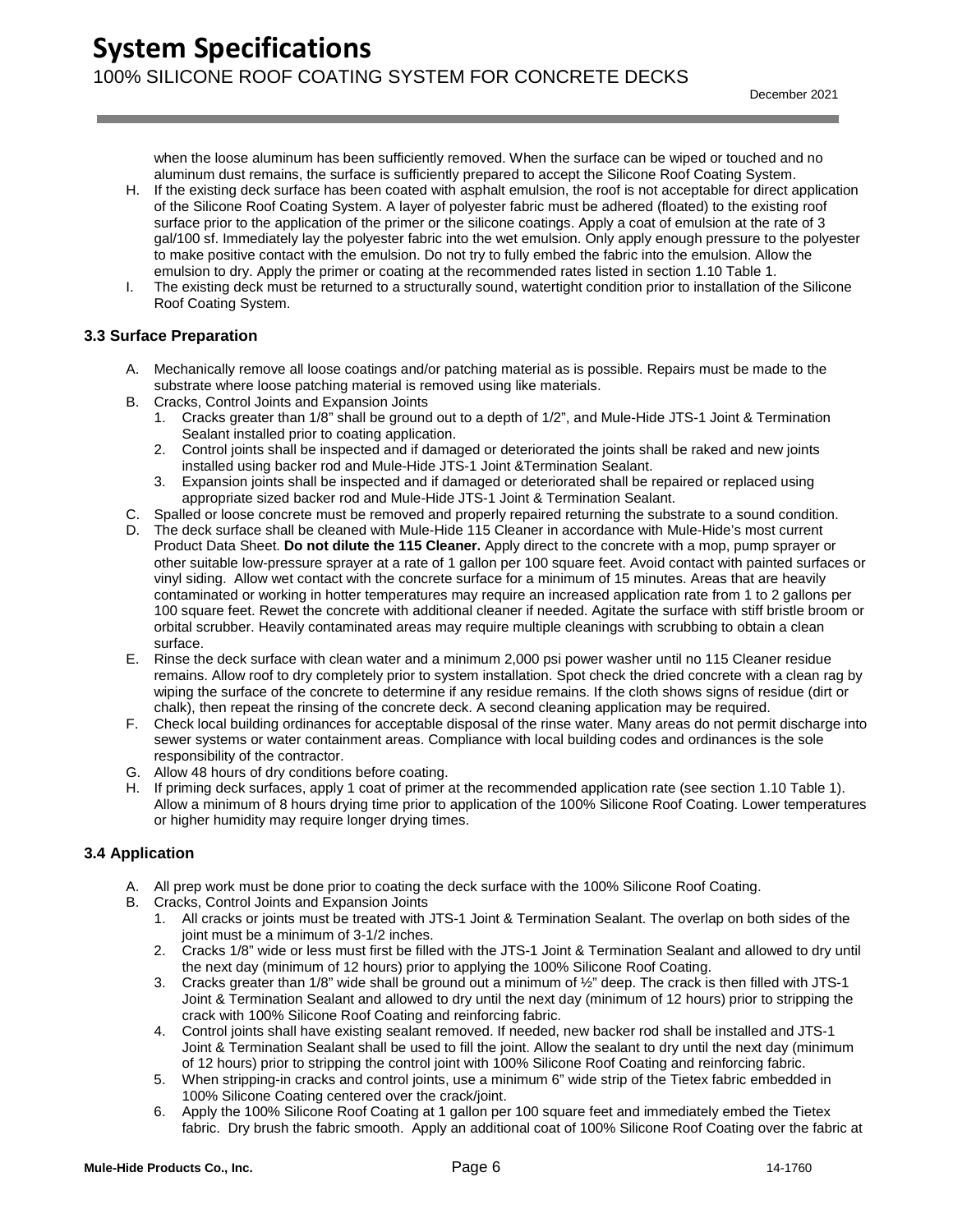when the loose aluminum has been sufficiently removed. When the surface can be wiped or touched and no aluminum dust remains, the surface is sufficiently prepared to accept the Silicone Roof Coating System.

H. If the existing deck surface has been coated with asphalt emulsion, the roof is not acceptable for direct application of the Silicone Roof Coating System. A layer of polyester fabric must be adhered (floated) to the existing roof surface prior to the application of the primer or the silicone coatings. Apply a coat of emulsion at the rate of 3 gal/100 sf. Immediately lay the polyester fabric into the wet emulsion. Only apply enough pressure to the polyester to make positive contact with the emulsion. Do not try to fully embed the fabric into the emulsion. Allow the emulsion to dry. Apply the primer or coating at the recommended rates listed in section 1.10 Table 1.
I. The existing deck must be returned to a structurally sound, watertight condition prior to installation of the Silicone Roof Coating System.

### 3.3 Surface Preparation

A. Mechanically remove all loose coatings and/or patching material as is possible. Repairs must be made to the substrate where loose patching material is removed using like materials.
B. Cracks, Control Joints and Expansion Joints
   1. Cracks greater than 1/8" shall be ground out to a depth of 1/2", and Mule-Hide JTS-1 Joint & Termination Sealant installed prior to coating application.
   2. Control joints shall be inspected and if damaged or deteriorated the joints shall be raked and new joints installed using backer rod and Mule-Hide JTS-1 Joint &Termination Sealant.
   3. Expansion joints shall be inspected and if damaged or deteriorated shall be repaired or replaced using appropriate sized backer rod and Mule-Hide JTS-1 Joint & Termination Sealant.
C. Spalled or loose concrete must be removed and properly repaired returning the substrate to a sound condition.
D. The deck surface shall be cleaned with Mule-Hide 115 Cleaner in accordance with Mule-Hide's most current Product Data Sheet. **Do not dilute the 115 Cleaner.** Apply direct to the concrete with a mop, pump sprayer or other suitable low-pressure sprayer at a rate of 1 gallon per 100 square feet. Avoid contact with painted surfaces or vinyl siding. Allow wet contact with the concrete surface for a minimum of 15 minutes. Areas that are heavily contaminated or working in hotter temperatures may require an increased application rate from 1 to 2 gallons per 100 square feet. Rewet the concrete with additional cleaner if needed. Agitate the surface with stiff bristle broom or orbital scrubber. Heavily contaminated areas may require multiple cleanings with scrubbing to obtain a clean surface.
E. Rinse the deck surface with clean water and a minimum 2,000 psi power washer until no 115 Cleaner residue remains. Allow roof to dry completely prior to system installation. Spot check the dried concrete with a clean rag by wiping the surface of the concrete to determine if any residue remains. If the cloth shows signs of residue (dirt or chalk), then repeat the rinsing of the concrete deck. A second cleaning application may be required.
F. Check local building ordinances for acceptable disposal of the rinse water. Many areas do not permit discharge into sewer systems or water containment areas. Compliance with local building codes and ordinances is the sole responsibility of the contractor.
G. Allow 48 hours of dry conditions before coating.
H. If priming deck surfaces, apply 1 coat of primer at the recommended application rate (see section 1.10 Table 1). Allow a minimum of 8 hours drying time prior to application of the 100% Silicone Roof Coating. Lower temperatures or higher humidity may require longer drying times.

### 3.4 Application

A. All prep work must be done prior to coating the deck surface with the 100% Silicone Roof Coating.
B. Cracks, Control Joints and Expansion Joints
   1. All cracks or joints must be treated with JTS-1 Joint & Termination Sealant. The overlap on both sides of the joint must be a minimum of 3-1/2 inches.
   2. Cracks 1/8" wide or less must first be filled with the JTS-1 Joint & Termination Sealant and allowed to dry until the next day (minimum of 12 hours) prior to applying the 100% Silicone Roof Coating.
   3. Cracks greater than 1/8" wide shall be ground out a minimum of ½" deep. The crack is then filled with JTS-1 Joint & Termination Sealant and allowed to dry until the next day (minimum of 12 hours) prior to stripping the crack with 100% Silicone Roof Coating and reinforcing fabric.
   4. Control joints shall have existing sealant removed. If needed, new backer rod shall be installed and JTS-1 Joint & Termination Sealant shall be used to fill the joint. Allow the sealant to dry until the next day (minimum of 12 hours) prior to stripping the control joint with 100% Silicone Roof Coating and reinforcing fabric.
   5. When stripping-in cracks and control joints, use a minimum 6" wide strip of the Tietex fabric embedded in 100% Silicone Coating centered over the crack/joint.
   6. Apply the 100% Silicone Roof Coating at 1 gallon per 100 square feet and immediately embed the Tietex fabric. Dry brush the fabric smooth. Apply an additional coat of 100% Silicone Roof Coating over the fabric at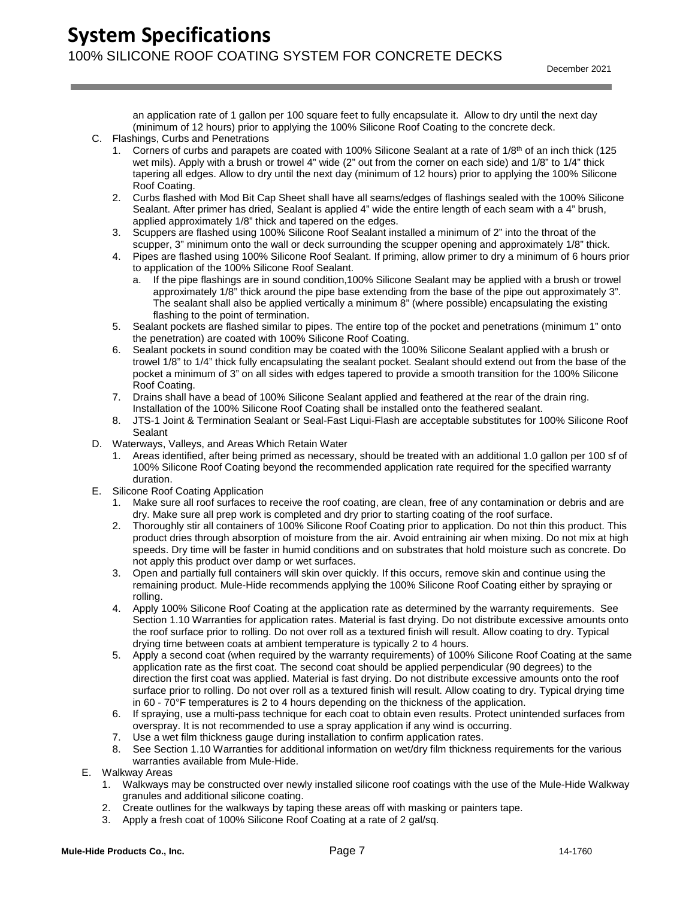an application rate of 1 gallon per 100 square feet to fully encapsulate it. Allow to dry until the next day (minimum of 12 hours) prior to applying the 100% Silicone Roof Coating to the concrete deck.

C. Flashings, Curbs and Penetrations
   1. Corners of curbs and parapets are coated with 100% Silicone Sealant at a rate of 1/8th of an inch thick (125 wet mils). Apply with a brush or trowel 4" wide (2" out from the corner on each side) and 1/8" to 1/4" thick tapering all edges. Allow to dry until the next day (minimum of 12 hours) prior to applying the 100% Silicone Roof Coating.
   2. Curbs flashed with Mod Bit Cap Sheet shall have all seams/edges of flashings sealed with the 100% Silicone Sealant. After primer has dried, Sealant is applied 4" wide the entire length of each seam with a 4" brush, applied approximately 1/8" thick and tapered on the edges.
   3. Scuppers are flashed using 100% Silicone Roof Sealant installed a minimum of 2" into the throat of the scupper, 3" minimum onto the wall or deck surrounding the scupper opening and approximately 1/8" thick.
   4. Pipes are flashed using 100% Silicone Roof Sealant. If priming, allow primer to dry a minimum of 6 hours prior to application of the 100% Silicone Roof Sealant.
      a. If the pipe flashings are in sound condition,100% Silicone Sealant may be applied with a brush or trowel approximately 1/8" thick around the pipe base extending from the base of the pipe out approximately 3". The sealant shall also be applied vertically a minimum 8" (where possible) encapsulating the existing flashing to the point of termination.
   5. Sealant pockets are flashed similar to pipes. The entire top of the pocket and penetrations (minimum 1" onto the penetration) are coated with 100% Silicone Roof Coating.
   6. Sealant pockets in sound condition may be coated with the 100% Silicone Sealant applied with a brush or trowel 1/8" to 1/4" thick fully encapsulating the sealant pocket. Sealant should extend out from the base of the pocket a minimum of 3" on all sides with edges tapered to provide a smooth transition for the 100% Silicone Roof Coating.
   7. Drains shall have a bead of 100% Silicone Sealant applied and feathered at the rear of the drain ring. Installation of the 100% Silicone Roof Coating shall be installed onto the feathered sealant.
   8. JTS-1 Joint & Termination Sealant or Seal-Fast Liqui-Flash are acceptable substitutes for 100% Silicone Roof Sealant

D. Waterways, Valleys, and Areas Which Retain Water
   1. Areas identified, after being primed as necessary, should be treated with an additional 1.0 gallon per 100 sf of 100% Silicone Roof Coating beyond the recommended application rate required for the specified warranty duration.

E. Silicone Roof Coating Application
   1. Make sure all roof surfaces to receive the roof coating, are clean, free of any contamination or debris and are dry. Make sure all prep work is completed and dry prior to starting coating of the roof surface.
   2. Thoroughly stir all containers of 100% Silicone Roof Coating prior to application. Do not thin this product. This product dries through absorption of moisture from the air. Avoid entraining air when mixing. Do not mix at high speeds. Dry time will be faster in humid conditions and on substrates that hold moisture such as concrete. Do not apply this product over damp or wet surfaces.
   3. Open and partially full containers will skin over quickly. If this occurs, remove skin and continue using the remaining product. Mule-Hide recommends applying the 100% Silicone Roof Coating either by spraying or rolling.
   4. Apply 100% Silicone Roof Coating at the application rate as determined by the warranty requirements. See Section 1.10 Warranties for application rates. Material is fast drying. Do not distribute excessive amounts onto the roof surface prior to rolling. Do not over roll as a textured finish will result. Allow coating to dry. Typical drying time between coats at ambient temperature is typically 2 to 4 hours.
   5. Apply a second coat (when required by the warranty requirements) of 100% Silicone Roof Coating at the same application rate as the first coat. The second coat should be applied perpendicular (90 degrees) to the direction the first coat was applied. Material is fast drying. Do not distribute excessive amounts onto the roof surface prior to rolling. Do not over roll as a textured finish will result. Allow coating to dry. Typical drying time in 60 - 70°F temperatures is 2 to 4 hours depending on the thickness of the application.
   6. If spraying, use a multi-pass technique for each coat to obtain even results. Protect unintended surfaces from overspray. It is not recommended to use a spray application if any wind is occurring.
   7. Use a wet film thickness gauge during installation to confirm application rates.
   8. See Section 1.10 Warranties for additional information on wet/dry film thickness requirements for the various warranties available from Mule-Hide.

E. Walkway Areas
   1. Walkways may be constructed over newly installed silicone roof coatings with the use of the Mule-Hide Walkway granules and additional silicone coating.
   2. Create outlines for the walkways by taping these areas off with masking or painters tape.
   3. Apply a fresh coat of 100% Silicone Roof Coating at a rate of 2 gal/sq.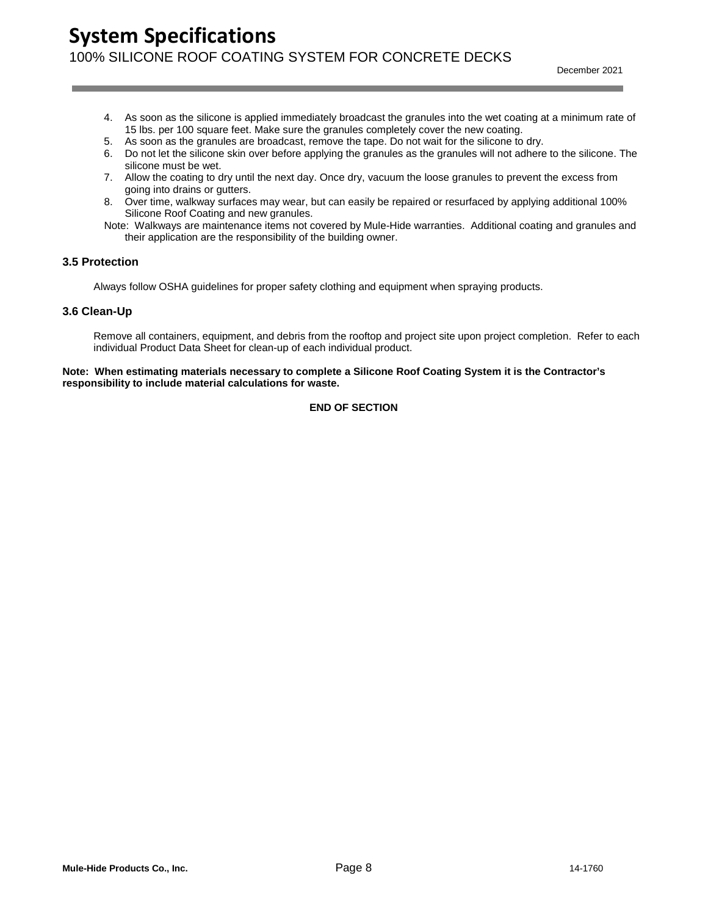4. As soon as the silicone is applied immediately broadcast the granules into the wet coating at a minimum rate of 15 lbs. per 100 square feet. Make sure the granules completely cover the new coating.
5. As soon as the granules are broadcast, remove the tape. Do not wait for the silicone to dry.
6. Do not let the silicone skin over before applying the granules as the granules will not adhere to the silicone. The silicone must be wet.
7. Allow the coating to dry until the next day. Once dry, vacuum the loose granules to prevent the excess from going into drains or gutters.
8. Over time, walkway surfaces may wear, but can easily be repaired or resurfaced by applying additional 100% Silicone Roof Coating and new granules.

Note: Walkways are maintenance items not covered by Mule-Hide warranties. Additional coating and granules and their application are the responsibility of the building owner.

### 3.5 Protection

Always follow OSHA guidelines for proper safety clothing and equipment when spraying products.

### 3.6 Clean-Up

Remove all containers, equipment, and debris from the rooftop and project site upon project completion. Refer to each individual Product Data Sheet for clean-up of each individual product.

**Note: When estimating materials necessary to complete a Silicone Roof Coating System it is the Contractor's responsibility to include material calculations for waste.**

**END OF SECTION**